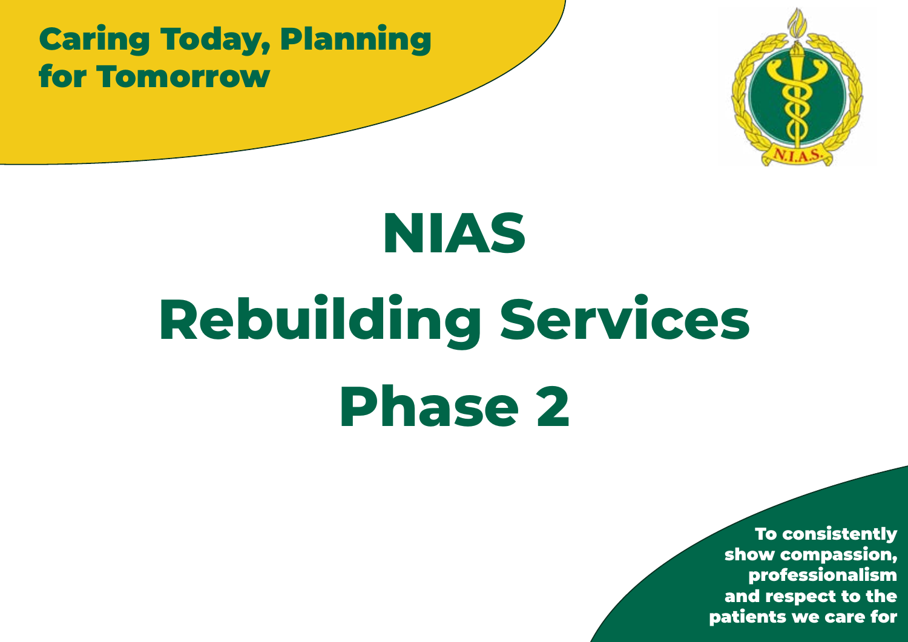Caring Today, Planning for Tomorrow

# NIAS Rebuilding Services Phase 2

To consistently show compassion, professionalism and respect to the patients we care for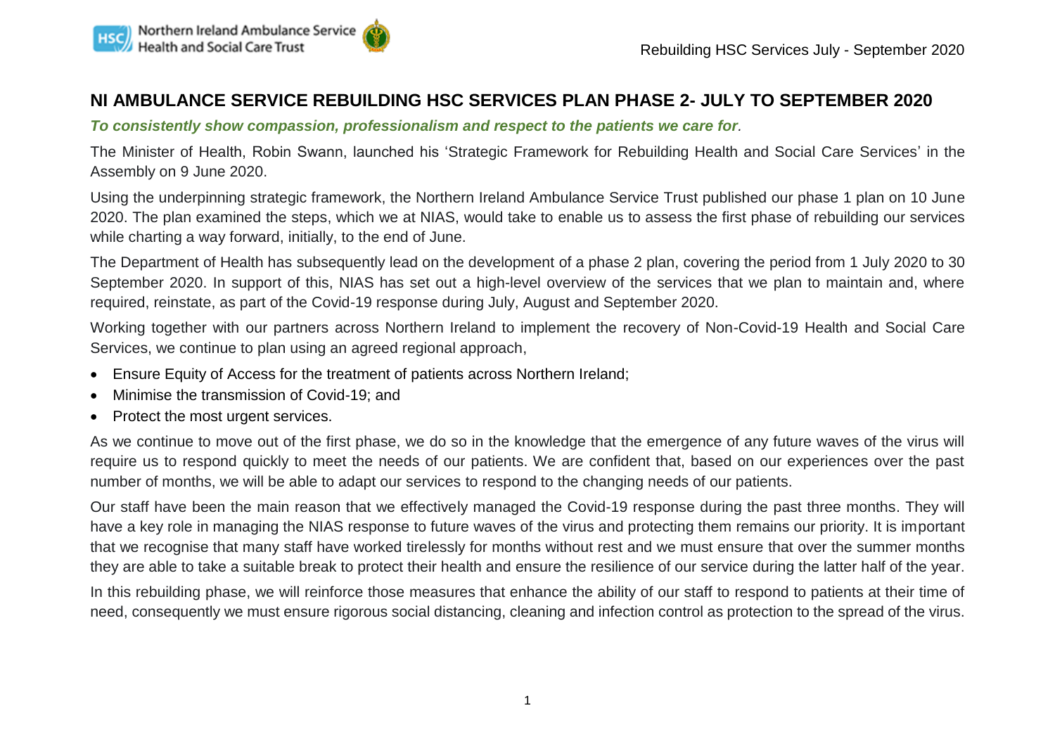# NI AMBULANCE SERVICE REBUILDING HSC SERVICES PLAN PHASE 2- JULY TO SEPTEMBER 2020

***To consistently show compassion, professionalism and respect to the patients we care for.***

The Minister of Health, Robin Swann, launched his 'Strategic Framework for Rebuilding Health and Social Care Services' in the Assembly on 9 June 2020.

Using the underpinning strategic framework, the Northern Ireland Ambulance Service Trust published our phase 1 plan on 10 June 2020. The plan examined the steps, which we at NIAS, would take to enable us to assess the first phase of rebuilding our services while charting a way forward, initially, to the end of June.

The Department of Health has subsequently lead on the development of a phase 2 plan, covering the period from 1 July 2020 to 30 September 2020. In support of this, NIAS has set out a high-level overview of the services that we plan to maintain and, where required, reinstate, as part of the Covid-19 response during July, August and September 2020.

Working together with our partners across Northern Ireland to implement the recovery of Non-Covid-19 Health and Social Care Services, we continue to plan using an agreed regional approach,

- Ensure Equity of Access for the treatment of patients across Northern Ireland;
- Minimise the transmission of Covid-19; and
- Protect the most urgent services.

As we continue to move out of the first phase, we do so in the knowledge that the emergence of any future waves of the virus will require us to respond quickly to meet the needs of our patients. We are confident that, based on our experiences over the past number of months, we will be able to adapt our services to respond to the changing needs of our patients.

Our staff have been the main reason that we effectively managed the Covid-19 response during the past three months. They will have a key role in managing the NIAS response to future waves of the virus and protecting them remains our priority. It is important that we recognise that many staff have worked tirelessly for months without rest and we must ensure that over the summer months they are able to take a suitable break to protect their health and ensure the resilience of our service during the latter half of the year.

In this rebuilding phase, we will reinforce those measures that enhance the ability of our staff to respond to patients at their time of need, consequently we must ensure rigorous social distancing, cleaning and infection control as protection to the spread of the virus.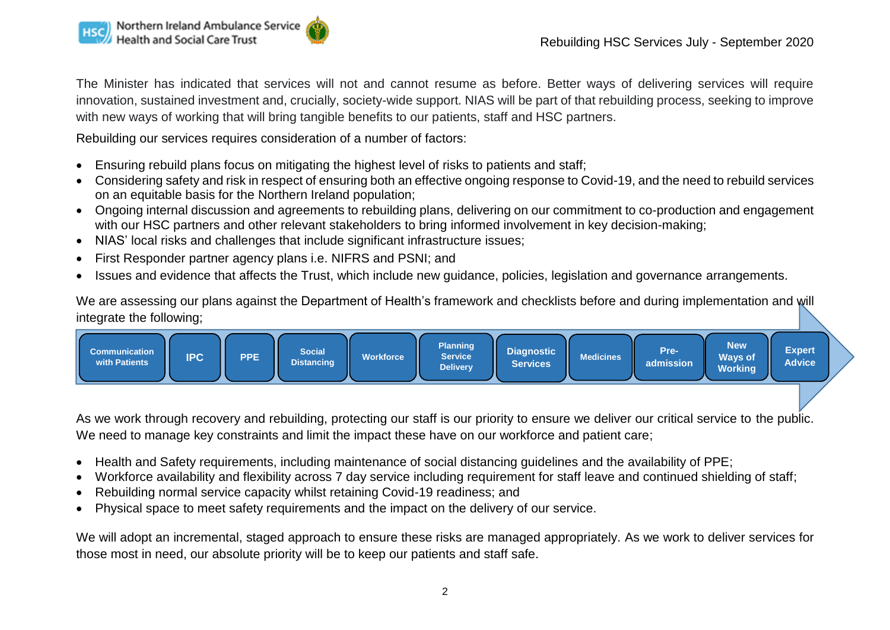The Minister has indicated that services will not and cannot resume as before. Better ways of delivering services will require innovation, sustained investment and, crucially, society-wide support. NIAS will be part of that rebuilding process, seeking to improve with new ways of working that will bring tangible benefits to our patients, staff and HSC partners.

Rebuilding our services requires consideration of a number of factors:

- Ensuring rebuild plans focus on mitigating the highest level of risks to patients and staff;
- Considering safety and risk in respect of ensuring both an effective ongoing response to Covid-19, and the need to rebuild services on an equitable basis for the Northern Ireland population;
- Ongoing internal discussion and agreements to rebuilding plans, delivering on our commitment to co-production and engagement with our HSC partners and other relevant stakeholders to bring informed involvement in key decision-making;
- NIAS' local risks and challenges that include significant infrastructure issues;
- First Responder partner agency plans i.e. NIFRS and PSNI; and
- Issues and evidence that affects the Trust, which include new guidance, policies, legislation and governance arrangements.

We are assessing our plans against the Department of Health's framework and checklists before and during implementation and will integrate the following;

- Communication with Patients
- IPC
- PPE
- Social Distancing
- Workforce
- Planning Service Delivery
- Diagnostic Services
- Medicines
- Pre-admission
- New Ways of Working
- Expert Advice

As we work through recovery and rebuilding, protecting our staff is our priority to ensure we deliver our critical service to the public. We need to manage key constraints and limit the impact these have on our workforce and patient care;

- Health and Safety requirements, including maintenance of social distancing guidelines and the availability of PPE;
- Workforce availability and flexibility across 7 day service including requirement for staff leave and continued shielding of staff;
- Rebuilding normal service capacity whilst retaining Covid-19 readiness; and
- Physical space to meet safety requirements and the impact on the delivery of our service.

We will adopt an incremental, staged approach to ensure these risks are managed appropriately. As we work to deliver services for those most in need, our absolute priority will be to keep our patients and staff safe.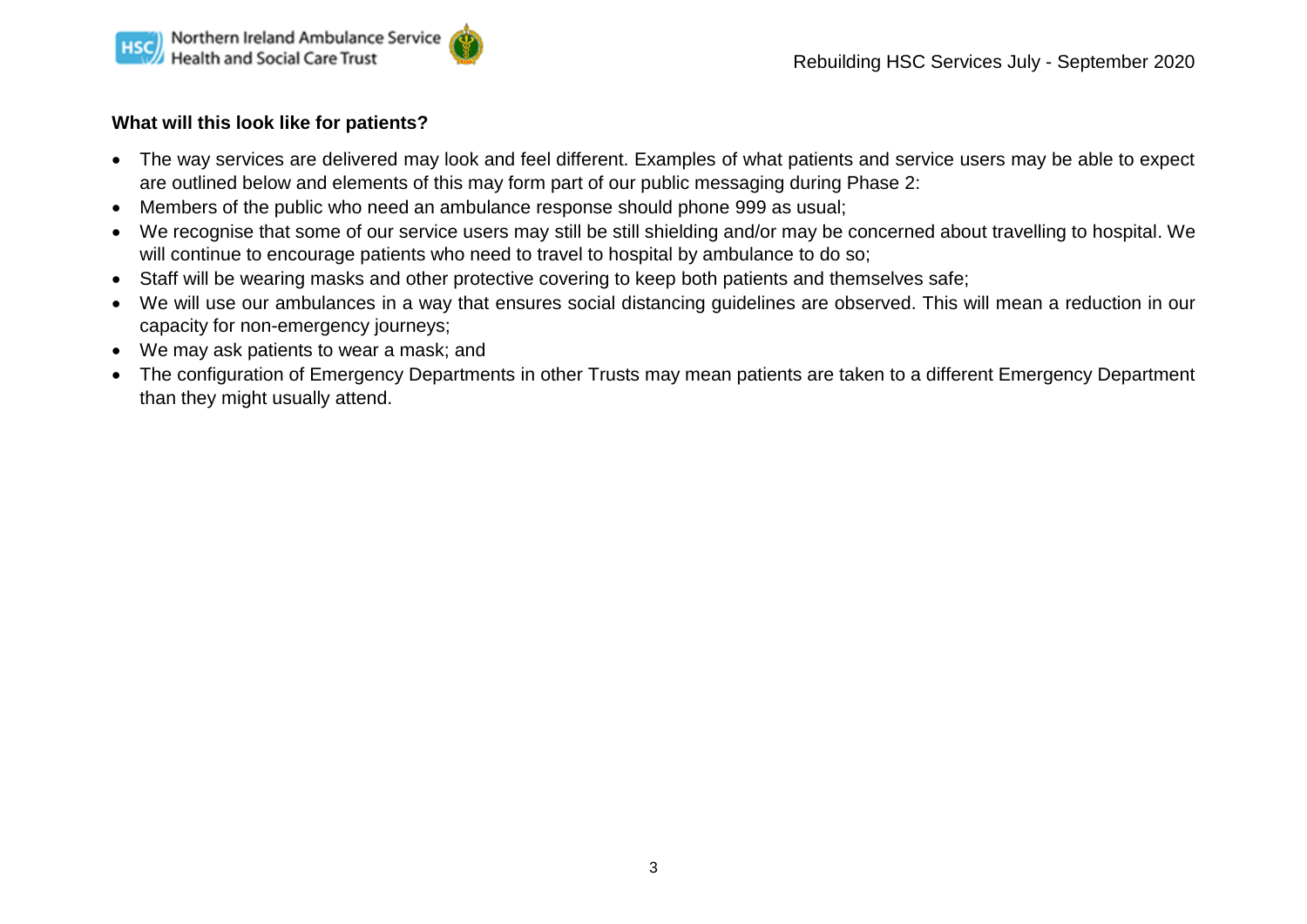**What will this look like for patients?**

- The way services are delivered may look and feel different. Examples of what patients and service users may be able to expect are outlined below and elements of this may form part of our public messaging during Phase 2:
- Members of the public who need an ambulance response should phone 999 as usual;
- We recognise that some of our service users may still be still shielding and/or may be concerned about travelling to hospital. We will continue to encourage patients who need to travel to hospital by ambulance to do so;
- Staff will be wearing masks and other protective covering to keep both patients and themselves safe;
- We will use our ambulances in a way that ensures social distancing guidelines are observed. This will mean a reduction in our capacity for non-emergency journeys;
- We may ask patients to wear a mask; and
- The configuration of Emergency Departments in other Trusts may mean patients are taken to a different Emergency Department than they might usually attend.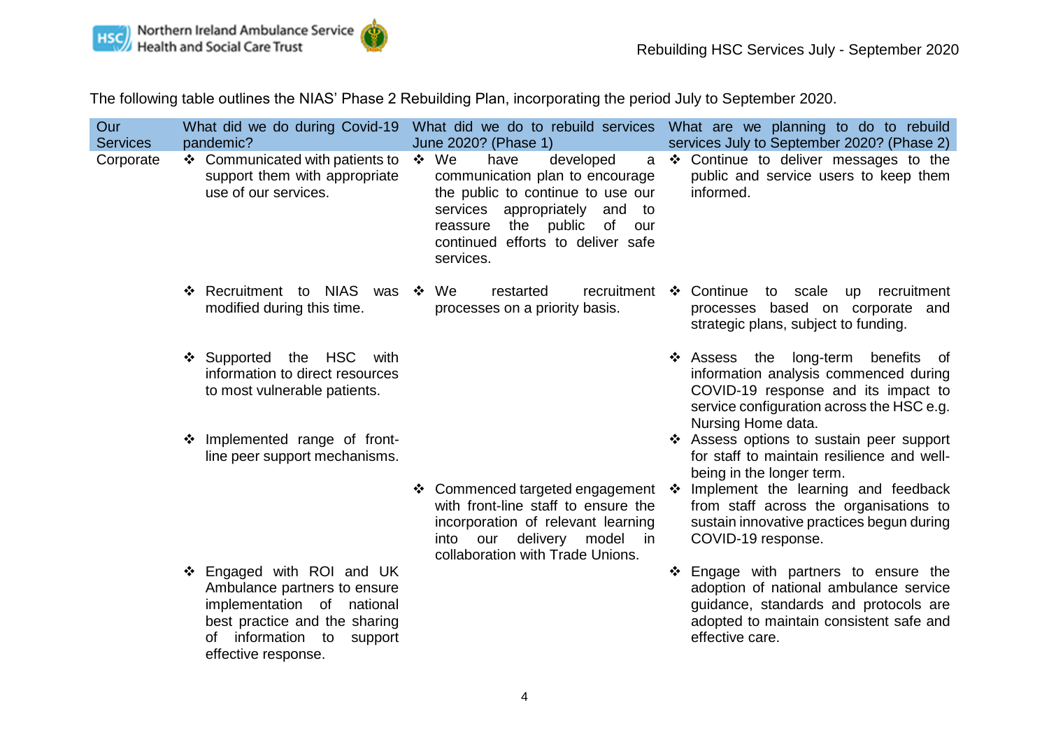The following table outlines the NIAS' Phase 2 Rebuilding Plan, incorporating the period July to September 2020.

| Our Services | What did we do during Covid-19 pandemic? | What did we do to rebuild services June 2020? (Phase 1) | What are we planning to do to rebuild services July to September 2020? (Phase 2) |
|---|---|---|---|
| Corporate | ❖ Communicated with patients to support them with appropriate use of our services. | ❖ We have developed a communication plan to encourage the public to continue to use our services appropriately and to reassure the public of our continued efforts to deliver safe services. | ❖ Continue to deliver messages to the public and service users to keep them informed. |
| | ❖ Recruitment to NIAS was modified during this time. | ❖ We restarted recruitment processes on a priority basis. | ❖ Continue to scale up recruitment processes based on corporate and strategic plans, subject to funding. |
| | ❖ Supported the HSC with information to direct resources to most vulnerable patients. | | ❖ Assess the long-term benefits of information analysis commenced during COVID-19 response and its impact to service configuration across the HSC e.g. Nursing Home data. |
| | ❖ Implemented range of front-line peer support mechanisms. | | ❖ Assess options to sustain peer support for staff to maintain resilience and well-being in the longer term. |
| | | ❖ Commenced targeted engagement with front-line staff to ensure the incorporation of relevant learning into our delivery model in collaboration with Trade Unions. | ❖ Implement the learning and feedback from staff across the organisations to sustain innovative practices begun during COVID-19 response. |
| | ❖ Engaged with ROI and UK Ambulance partners to ensure implementation of national best practice and the sharing of information to support effective response. | | ❖ Engage with partners to ensure the adoption of national ambulance service guidance, standards and protocols are adopted to maintain consistent safe and effective care. |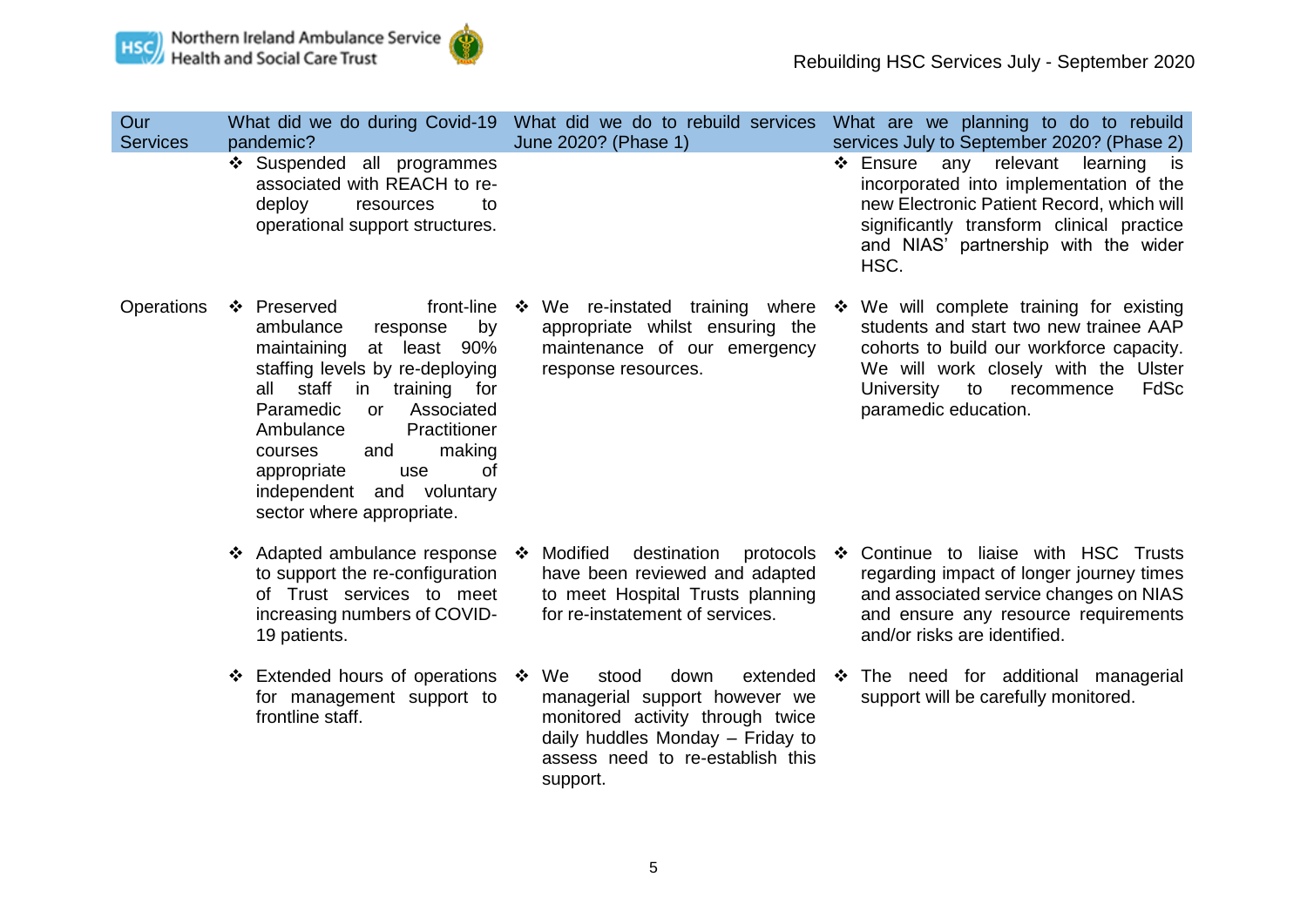| Our Services | What did we do during Covid-19 pandemic? | What did we do to rebuild services June 2020? (Phase 1) | What are we planning to do to rebuild services July to September 2020? (Phase 2) |
| --- | --- | --- | --- |
| | ❖ Suspended all programmes associated with REACH to re-deploy resources to operational support structures. | | ❖ Ensure any relevant learning is incorporated into implementation of the new Electronic Patient Record, which will significantly transform clinical practice and NIAS' partnership with the wider HSC. |
| Operations | ❖ Preserved front-line ambulance response by maintaining at least 90% staffing levels by re-deploying all staff in training for Paramedic or Associated Ambulance Practitioner courses and making appropriate use of independent and voluntary sector where appropriate. | ❖ We re-instated training where appropriate whilst ensuring the maintenance of our emergency response resources. | ❖ We will complete training for existing students and start two new trainee AAP cohorts to build our workforce capacity. We will work closely with the Ulster University to recommence FdSc paramedic education. |
| | ❖ Adapted ambulance response to support the re-configuration of Trust services to meet increasing numbers of COVID-19 patients. | ❖ Modified destination protocols have been reviewed and adapted to meet Hospital Trusts planning for re-instatement of services. | ❖ Continue to liaise with HSC Trusts regarding impact of longer journey times and associated service changes on NIAS and ensure any resource requirements and/or risks are identified. |
| | ❖ Extended hours of operations for management support to frontline staff. | ❖ We stood down extended managerial support however we monitored activity through twice daily huddles Monday – Friday to assess need to re-establish this support. | ❖ The need for additional managerial support will be carefully monitored. |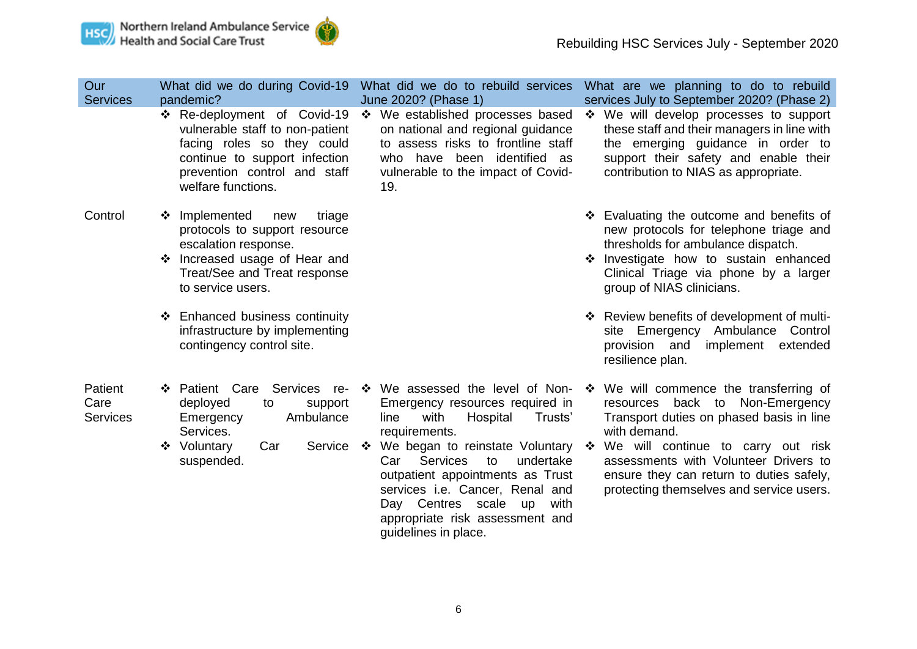| Our Services | What did we do during Covid-19 pandemic? | What did we do to rebuild services June 2020? (Phase 1) | What are we planning to do to rebuild services July to September 2020? (Phase 2) |
|---|---|---|---|
| | ❖ Re-deployment of Covid-19 vulnerable staff to non-patient facing roles so they could continue to support infection prevention control and staff welfare functions. | ❖ We established processes based on national and regional guidance to assess risks to frontline staff who have been identified as vulnerable to the impact of Covid-19. | ❖ We will develop processes to support these staff and their managers in line with the emerging guidance in order to support their safety and enable their contribution to NIAS as appropriate. |
| Control | ❖ Implemented new triage protocols to support resource escalation response.<br>❖ Increased usage of Hear and Treat/See and Treat response to service users. | | ❖ Evaluating the outcome and benefits of new protocols for telephone triage and thresholds for ambulance dispatch.<br>❖ Investigate how to sustain enhanced Clinical Triage via phone by a larger group of NIAS clinicians. |
| | ❖ Enhanced business continuity infrastructure by implementing contingency control site. | | ❖ Review benefits of development of multi-site Emergency Ambulance Control provision and implement extended resilience plan. |
| Patient Care Services | ❖ Patient Care Services re-deployed to support Emergency Ambulance Services.<br>❖ Voluntary Car Service suspended. | ❖ We assessed the level of Non-Emergency resources required in line with Hospital Trusts' requirements.<br>❖ We began to reinstate Voluntary Car Services to undertake outpatient appointments as Trust services i.e. Cancer, Renal and Day Centres scale up with appropriate risk assessment and guidelines in place. | ❖ We will commence the transferring of resources back to Non-Emergency Transport duties on phased basis in line with demand.<br>❖ We will continue to carry out risk assessments with Volunteer Drivers to ensure they can return to duties safely, protecting themselves and service users. |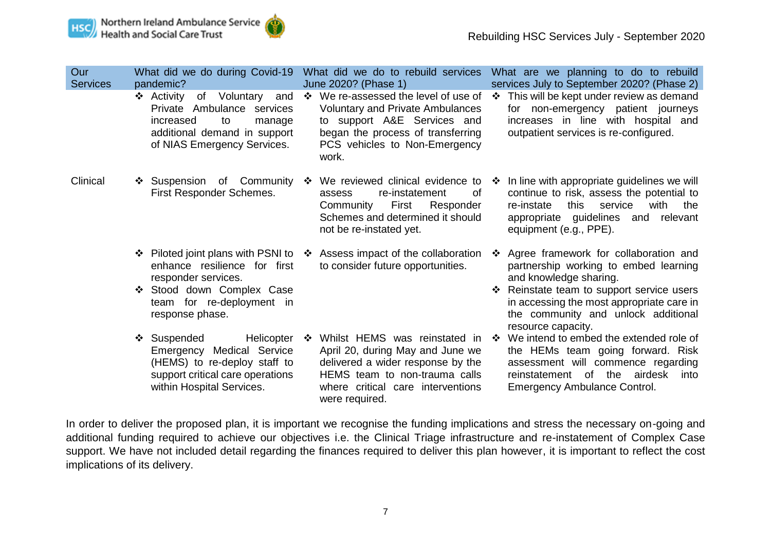| Our Services | What did we do during Covid-19 pandemic? | What did we do to rebuild services June 2020? (Phase 1) | What are we planning to do to rebuild services July to September 2020? (Phase 2) |
|---|---|---|---|
| | ❖ Activity of Voluntary and Private Ambulance services increased to manage additional demand in support of NIAS Emergency Services. | ❖ We re-assessed the level of use of Voluntary and Private Ambulances to support A&E Services and began the process of transferring PCS vehicles to Non-Emergency work. | ❖ This will be kept under review as demand for non-emergency patient journeys increases in line with hospital and outpatient services is re-configured. |
| Clinical | ❖ Suspension of Community First Responder Schemes. | ❖ We reviewed clinical evidence to assess re-instatement of Community First Responder Schemes and determined it should not be re-instated yet. | ❖ In line with appropriate guidelines we will continue to risk, assess the potential to re-instate this service with the appropriate guidelines and relevant equipment (e.g., PPE). |
| | ❖ Piloted joint plans with PSNI to enhance resilience for first responder services.<br>❖ Stood down Complex Case team for re-deployment in response phase. | ❖ Assess impact of the collaboration to consider future opportunities. | ❖ Agree framework for collaboration and partnership working to embed learning and knowledge sharing.<br>❖ Reinstate team to support service users in accessing the most appropriate care in the community and unlock additional resource capacity. |
| | ❖ Suspended Helicopter Emergency Medical Service (HEMS) to re-deploy staff to support critical care operations within Hospital Services. | ❖ Whilst HEMS was reinstated in April 20, during May and June we delivered a wider response by the HEMS team to non-trauma calls where critical care interventions were required. | ❖ We intend to embed the extended role of the HEMs team going forward. Risk assessment will commence regarding reinstatement of the airdesk into Emergency Ambulance Control. |

In order to deliver the proposed plan, it is important we recognise the funding implications and stress the necessary on-going and additional funding required to achieve our objectives i.e. the Clinical Triage infrastructure and re-instatement of Complex Case support. We have not included detail regarding the finances required to deliver this plan however, it is important to reflect the cost implications of its delivery.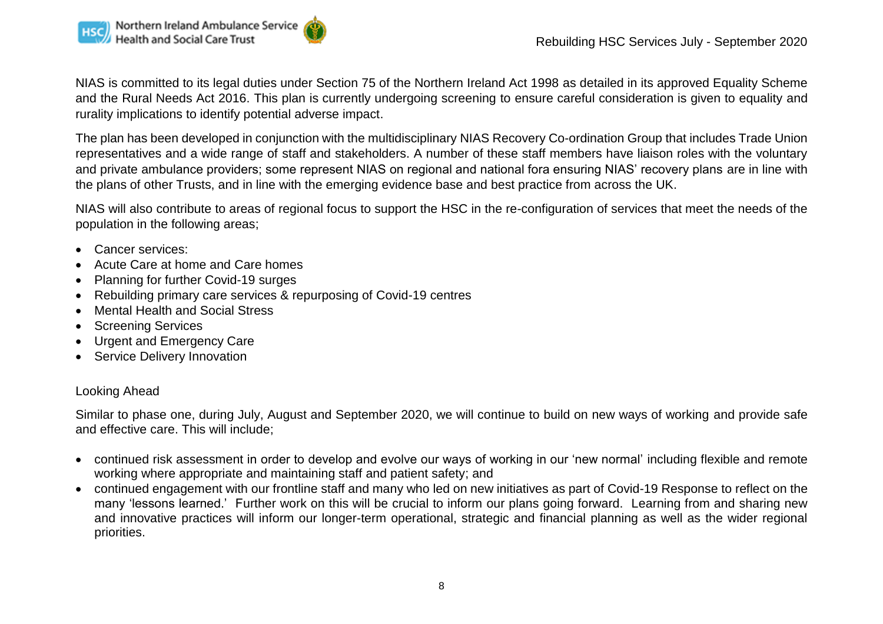NIAS is committed to its legal duties under Section 75 of the Northern Ireland Act 1998 as detailed in its approved Equality Scheme and the Rural Needs Act 2016. This plan is currently undergoing screening to ensure careful consideration is given to equality and rurality implications to identify potential adverse impact.

The plan has been developed in conjunction with the multidisciplinary NIAS Recovery Co-ordination Group that includes Trade Union representatives and a wide range of staff and stakeholders. A number of these staff members have liaison roles with the voluntary and private ambulance providers; some represent NIAS on regional and national fora ensuring NIAS' recovery plans are in line with the plans of other Trusts, and in line with the emerging evidence base and best practice from across the UK.

NIAS will also contribute to areas of regional focus to support the HSC in the re-configuration of services that meet the needs of the population in the following areas;

- Cancer services:
- Acute Care at home and Care homes
- Planning for further Covid-19 surges
- Rebuilding primary care services & repurposing of Covid-19 centres
- Mental Health and Social Stress
- Screening Services
- Urgent and Emergency Care
- Service Delivery Innovation

## Looking Ahead

Similar to phase one, during July, August and September 2020, we will continue to build on new ways of working and provide safe and effective care. This will include;

- continued risk assessment in order to develop and evolve our ways of working in our 'new normal' including flexible and remote working where appropriate and maintaining staff and patient safety; and
- continued engagement with our frontline staff and many who led on new initiatives as part of Covid-19 Response to reflect on the many 'lessons learned.' Further work on this will be crucial to inform our plans going forward. Learning from and sharing new and innovative practices will inform our longer-term operational, strategic and financial planning as well as the wider regional priorities.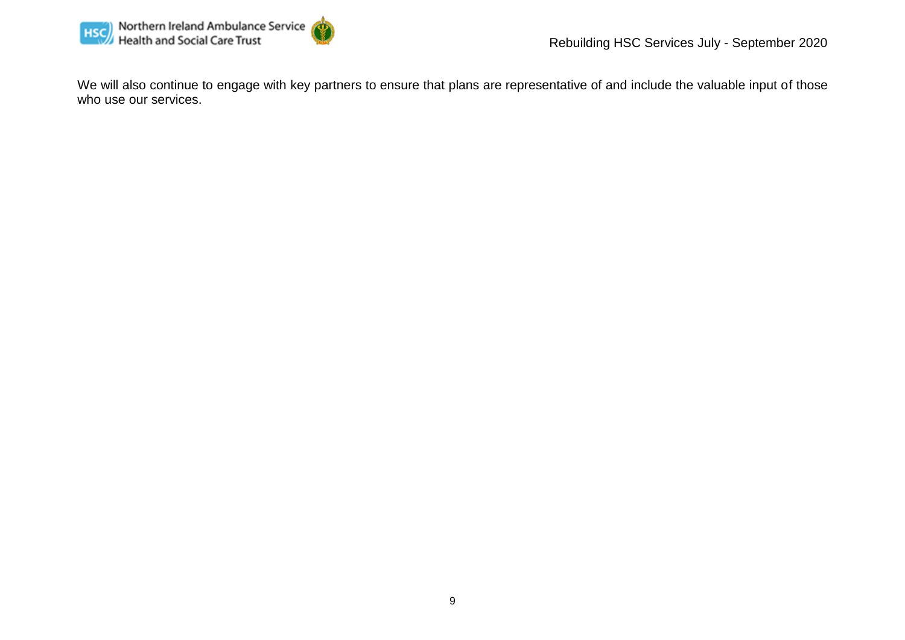We will also continue to engage with key partners to ensure that plans are representative of and include the valuable input of those who use our services.